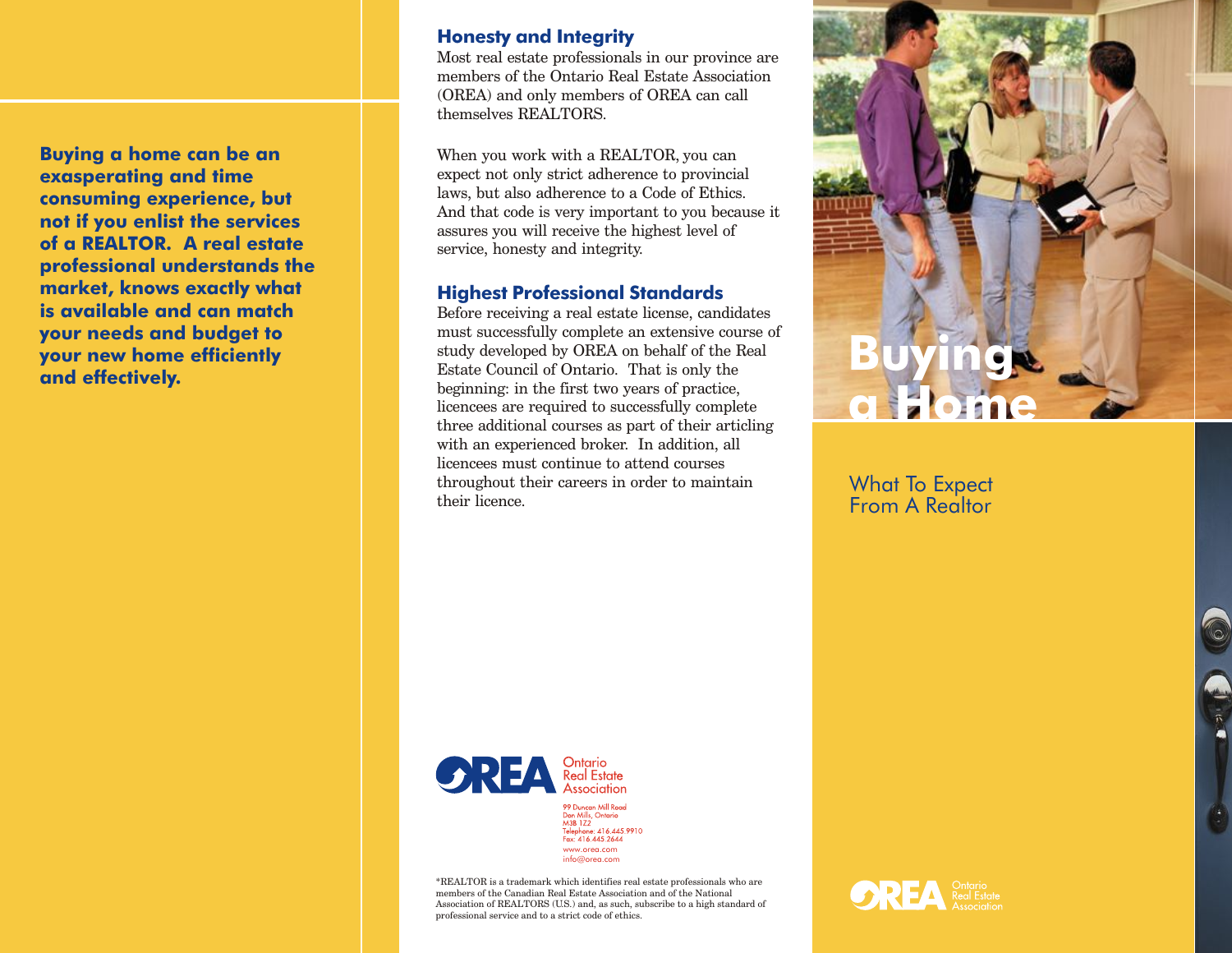**Buying a home can be an exasperating and time consuming experience, but not if you enlist the services of a REALTOR. A real estate professional understands the market, knows exactly what is available and can match your needs and budget to your new home efficiently and effectively.**

## Honesty and Integrity

Most real estate professionals in our province are members of the Ontario Real Estate Association (OREA) and only members of OREA can call themselves REALTORS.

When you work with a REALTOR, you can expect not only strict adherence to provincial laws, but also adherence to a Code of Ethics. And that code is very important to you because it assures you will receive the highest level of service, honesty and integrity.

## Highest Professional Standards

Before receiving a real estate license, candidates must successfully complete an extensive course of study developed by OREA on behalf of the Real Estate Council of Ontario. That is only the beginning: in the first two years of practice, licencees are required to successfully complete three additional courses as part of their articling with an experienced broker. In addition, all licencees must continue to attend courses throughout their careers in order to maintain their licence.

OREA Ontario Real Estate Association

99 Duncan Mill Road
Don Mills, Ontario
M3B 1Z2
Telephone: 416.445.9910
Fax: 416.445.2644
www.orea.com
info@orea.com

*REALTOR is a trademark which identifies real estate professionals who are members of the Canadian Real Estate Association and of the National Association of REALTORS (U.S.) and, as such, subscribe to a high standard of professional service and to a strict code of ethics.

# Buying a Home

What To Expect From A Realtor

OREA Ontario Real Estate Association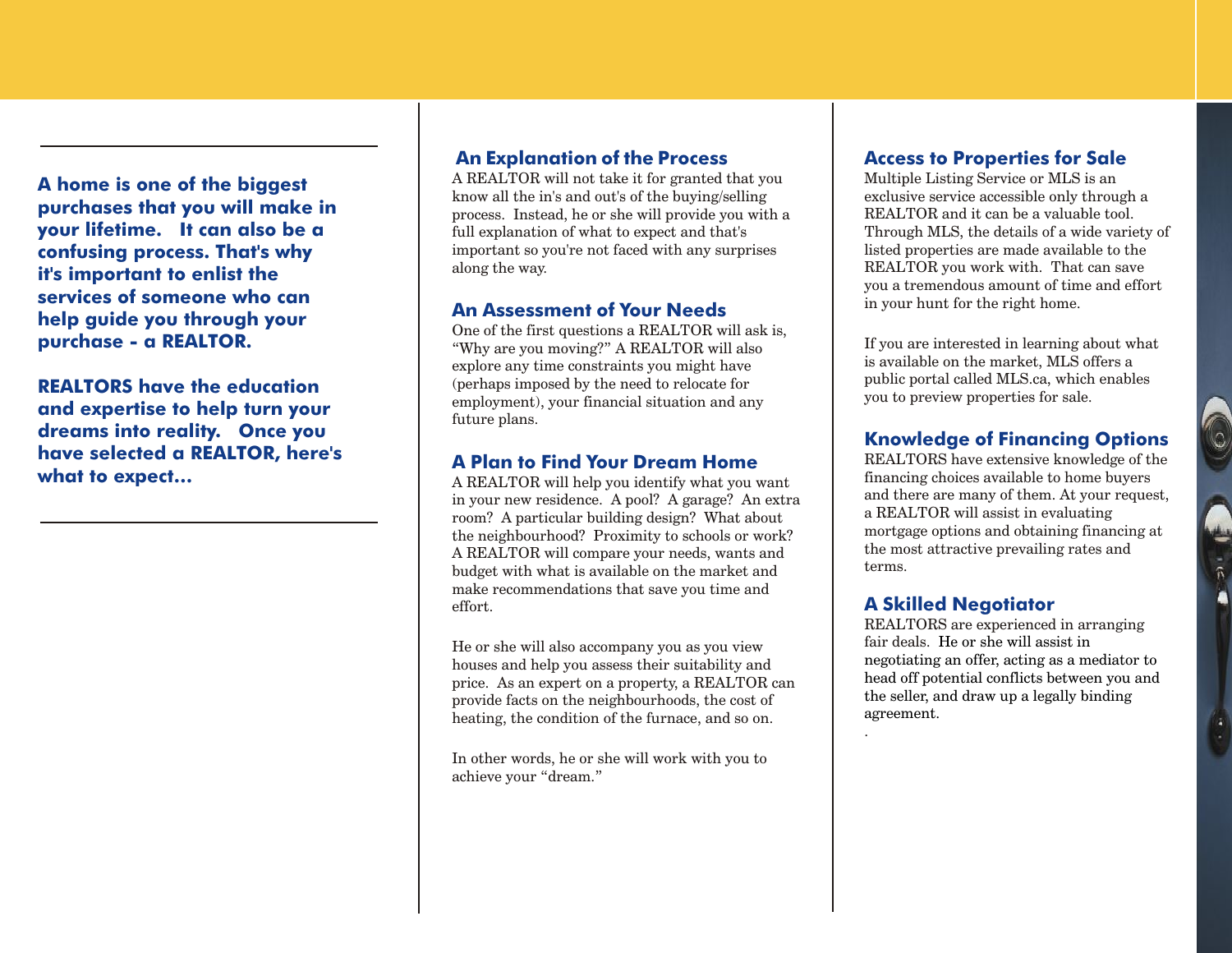**A home is one of the biggest purchases that you will make in your lifetime. It can also be a confusing process. That's why it's important to enlist the services of someone who can help guide you through your purchase - a REALTOR.**

**REALTORS have the education and expertise to help turn your dreams into reality. Once you have selected a REALTOR, here's what to expect...**

## An Explanation of the Process

A REALTOR will not take it for granted that you know all the in's and out's of the buying/selling process. Instead, he or she will provide you with a full explanation of what to expect and that's important so you're not faced with any surprises along the way.

## An Assessment of Your Needs

One of the first questions a REALTOR will ask is, "Why are you moving?" A REALTOR will also explore any time constraints you might have (perhaps imposed by the need to relocate for employment), your financial situation and any future plans.

## A Plan to Find Your Dream Home

A REALTOR will help you identify what you want in your new residence. A pool? A garage? An extra room? A particular building design? What about the neighbourhood? Proximity to schools or work? A REALTOR will compare your needs, wants and budget with what is available on the market and make recommendations that save you time and effort.

He or she will also accompany you as you view houses and help you assess their suitability and price. As an expert on a property, a REALTOR can provide facts on the neighbourhoods, the cost of heating, the condition of the furnace, and so on.

In other words, he or she will work with you to achieve your "dream."

## Access to Properties for Sale

Multiple Listing Service or MLS is an exclusive service accessible only through a REALTOR and it can be a valuable tool. Through MLS, the details of a wide variety of listed properties are made available to the REALTOR you work with. That can save you a tremendous amount of time and effort in your hunt for the right home.

If you are interested in learning about what is available on the market, MLS offers a public portal called MLS.ca, which enables you to preview properties for sale.

## Knowledge of Financing Options

REALTORS have extensive knowledge of the financing choices available to home buyers and there are many of them. At your request, a REALTOR will assist in evaluating mortgage options and obtaining financing at the most attractive prevailing rates and terms.

## A Skilled Negotiator

REALTORS are experienced in arranging fair deals. He or she will assist in negotiating an offer, acting as a mediator to head off potential conflicts between you and the seller, and draw up a legally binding agreement.